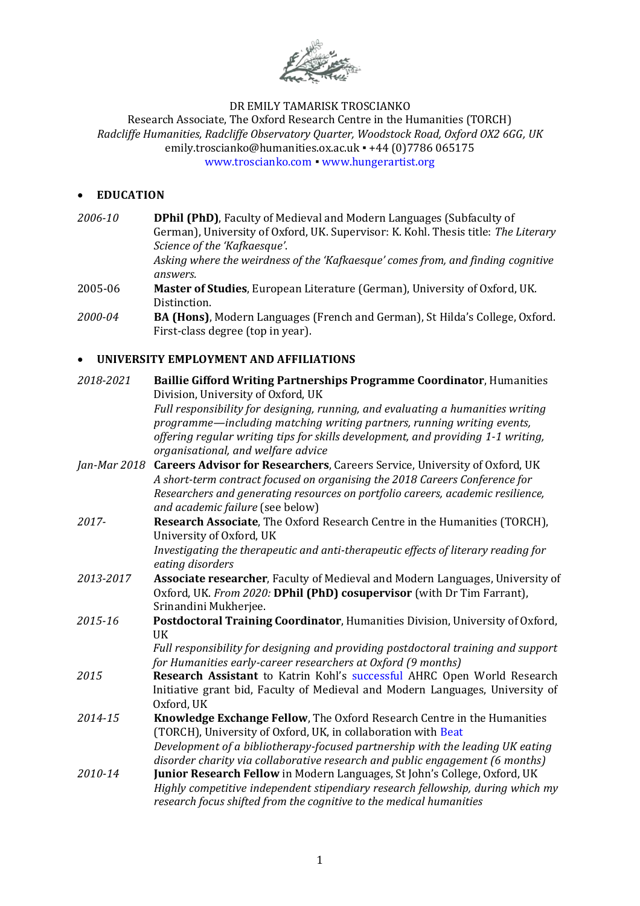DR EMILY TAMARISK TROSCIANKO

Research Associate, The Oxford Research Centre in the Humanities (TORCH)

*Radcliffe Humanities, Radcliffe Observatory Quarter, Woodstock Road, Oxford OX2 6GG, UK*

emily.troscianko@humanities.ox.ac.uk ▪ +44 (0)7786 065175

www.troscianko.com ▪ www.hungerartist.org

- **EDUCATION**

*2006-10* **DPhil (PhD)**, Faculty of Medieval and Modern Languages (Subfaculty of German), University of Oxford, UK. Supervisor: K. Kohl. Thesis title: *The Literary Science of the 'Kafkaesque'*.
*Asking where the weirdness of the 'Kafkaesque' comes from, and finding cognitive answers.*

2005-06 **Master of Studies**, European Literature (German), University of Oxford, UK. Distinction.

*2000-04* **BA (Hons)**, Modern Languages (French and German), St Hilda's College, Oxford. First-class degree (top in year).

- **UNIVERSITY EMPLOYMENT AND AFFILIATIONS**

*2018-2021* **Baillie Gifford Writing Partnerships Programme Coordinator**, Humanities Division, University of Oxford, UK
*Full responsibility for designing, running, and evaluating a humanities writing programme—including matching writing partners, running writing events, offering regular writing tips for skills development, and providing 1-1 writing, organisational, and welfare advice*

*Jan-Mar 2018* **Careers Advisor for Researchers**, Careers Service, University of Oxford, UK
*A short-term contract focused on organising the 2018 Careers Conference for Researchers and generating resources on portfolio careers, academic resilience, and academic failure* (see below)

*2017-* **Research Associate**, The Oxford Research Centre in the Humanities (TORCH), University of Oxford, UK
*Investigating the therapeutic and anti-therapeutic effects of literary reading for eating disorders*

*2013-2017* **Associate researcher**, Faculty of Medieval and Modern Languages, University of Oxford, UK. *From 2020:* **DPhil (PhD) cosupervisor** (with Dr Tim Farrant), Srinandini Mukherjee.

*2015-16* **Postdoctoral Training Coordinator**, Humanities Division, University of Oxford, UK
*Full responsibility for designing and providing postdoctoral training and support for Humanities early-career researchers at Oxford (9 months)*

*2015* **Research Assistant** to Katrin Kohl's successful AHRC Open World Research Initiative grant bid, Faculty of Medieval and Modern Languages, University of Oxford, UK

*2014-15* **Knowledge Exchange Fellow**, The Oxford Research Centre in the Humanities (TORCH), University of Oxford, UK, in collaboration with Beat
*Development of a bibliotherapy-focused partnership with the leading UK eating disorder charity via collaborative research and public engagement (6 months)*

*2010-14* **Junior Research Fellow** in Modern Languages, St John's College, Oxford, UK
*Highly competitive independent stipendiary research fellowship, during which my research focus shifted from the cognitive to the medical humanities*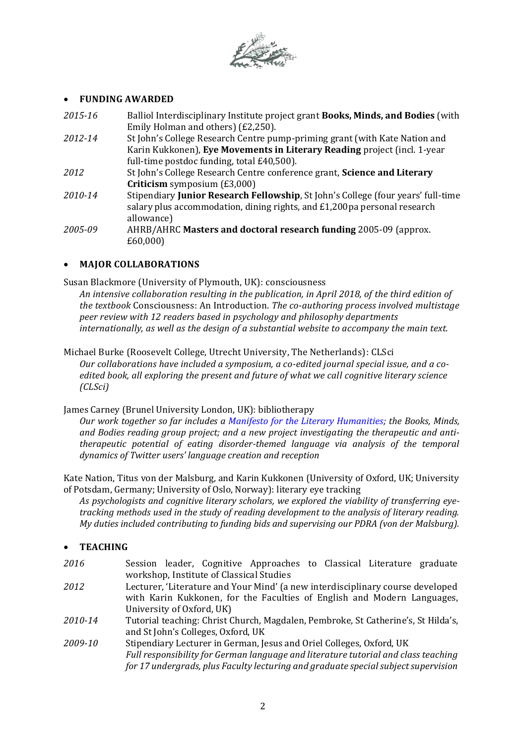- **FUNDING AWARDED**

| | |
|---|---|
| *2015-16* | Balliol Interdisciplinary Institute project grant **Books, Minds, and Bodies** (with Emily Holman and others) (£2,250). |
| *2012-14* | St John's College Research Centre pump-priming grant (with Kate Nation and Karin Kukkonen), **Eye Movements in Literary Reading** project (incl. 1-year full-time postdoc funding, total £40,500). |
| *2012* | St John's College Research Centre conference grant, **Science and Literary Criticism** symposium (£3,000) |
| *2010-14* | Stipendiary **Junior Research Fellowship**, St John's College (four years' full-time salary plus accommodation, dining rights, and £1,200pa personal research allowance) |
| *2005-09* | AHRB/AHRC **Masters and doctoral research funding** 2005-09 (approx. £60,000) |

- **MAJOR COLLABORATIONS**

Susan Blackmore (University of Plymouth, UK): consciousness
*An intensive collaboration resulting in the publication, in April 2018, of the third edition of the textbook* Consciousness: An Introduction. *The co-authoring process involved multistage peer review with 12 readers based in psychology and philosophy departments internationally, as well as the design of a substantial website to accompany the main text.*

Michael Burke (Roosevelt College, Utrecht University, The Netherlands): CLSci
*Our collaborations have included a symposium, a co-edited journal special issue, and a co-edited book, all exploring the present and future of what we call cognitive literary science (CLSci)*

James Carney (Brunel University London, UK): bibliotherapy
*Our work together so far includes a Manifesto for the Literary Humanities; the Books, Minds, and Bodies reading group project; and a new project investigating the therapeutic and anti-therapeutic potential of eating disorder-themed language via analysis of the temporal dynamics of Twitter users' language creation and reception*

Kate Nation, Titus von der Malsburg, and Karin Kukkonen (University of Oxford, UK; University of Potsdam, Germany; University of Oslo, Norway): literary eye tracking
*As psychologists and cognitive literary scholars, we explored the viability of transferring eye-tracking methods used in the study of reading development to the analysis of literary reading. My duties included contributing to funding bids and supervising our PDRA (von der Malsburg).*

- **TEACHING**

| | |
|---|---|
| *2016* | Session leader, Cognitive Approaches to Classical Literature graduate workshop, Institute of Classical Studies |
| *2012* | Lecturer, 'Literature and Your Mind' (a new interdisciplinary course developed with Karin Kukkonen, for the Faculties of English and Modern Languages, University of Oxford, UK) |
| *2010-14* | Tutorial teaching: Christ Church, Magdalen, Pembroke, St Catherine's, St Hilda's, and St John's Colleges, Oxford, UK |
| *2009-10* | Stipendiary Lecturer in German, Jesus and Oriel Colleges, Oxford, UK<br>*Full responsibility for German language and literature tutorial and class teaching for 17 undergrads, plus Faculty lecturing and graduate special subject supervision* |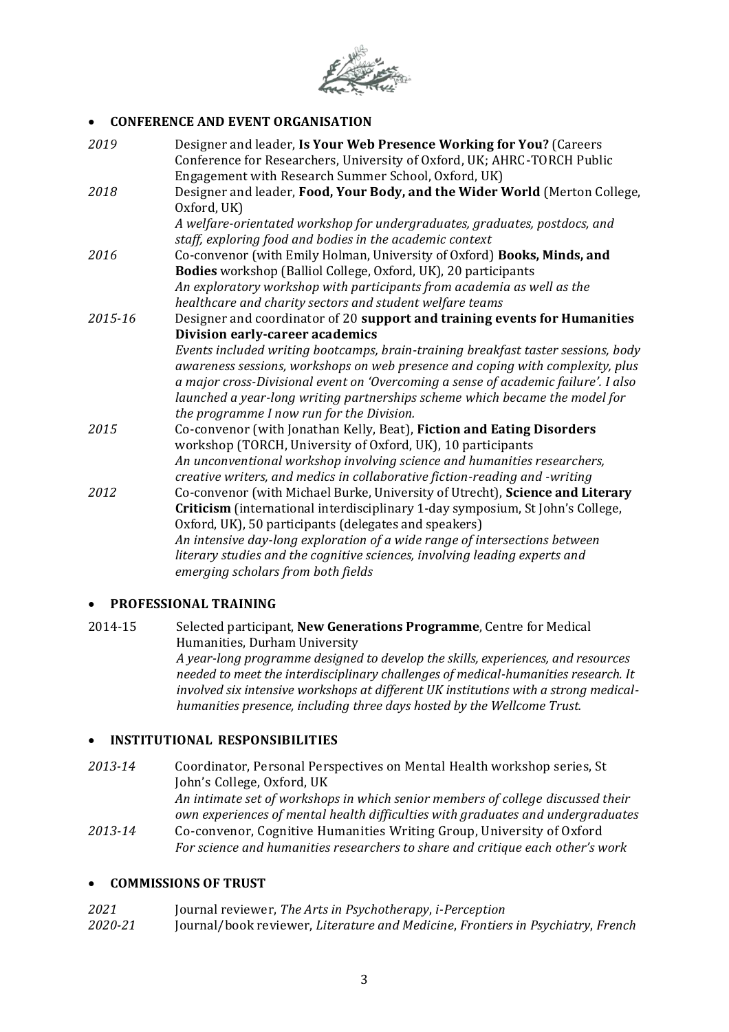- **CONFERENCE AND EVENT ORGANISATION**

*2019* Designer and leader, **Is Your Web Presence Working for You?** (Careers Conference for Researchers, University of Oxford, UK; AHRC-TORCH Public Engagement with Research Summer School, Oxford, UK)

*2018* Designer and leader, **Food, Your Body, and the Wider World** (Merton College, Oxford, UK)
*A welfare-orientated workshop for undergraduates, graduates, postdocs, and staff, exploring food and bodies in the academic context*

*2016* Co-convenor (with Emily Holman, University of Oxford) **Books, Minds, and Bodies** workshop (Balliol College, Oxford, UK), 20 participants
*An exploratory workshop with participants from academia as well as the healthcare and charity sectors and student welfare teams*

*2015-16* Designer and coordinator of 20 **support and training events for Humanities Division early-career academics**
*Events included writing bootcamps, brain-training breakfast taster sessions, body awareness sessions, workshops on web presence and coping with complexity, plus a major cross-Divisional event on 'Overcoming a sense of academic failure'. I also launched a year-long writing partnerships scheme which became the model for the programme I now run for the Division.*

*2015* Co-convenor (with Jonathan Kelly, Beat), **Fiction and Eating Disorders** workshop (TORCH, University of Oxford, UK), 10 participants
*An unconventional workshop involving science and humanities researchers, creative writers, and medics in collaborative fiction-reading and -writing*

*2012* Co-convenor (with Michael Burke, University of Utrecht), **Science and Literary Criticism** (international interdisciplinary 1-day symposium, St John's College, Oxford, UK), 50 participants (delegates and speakers)
*An intensive day-long exploration of a wide range of intersections between literary studies and the cognitive sciences, involving leading experts and emerging scholars from both fields*

- **PROFESSIONAL TRAINING**

2014-15 Selected participant, **New Generations Programme**, Centre for Medical Humanities, Durham University
*A year-long programme designed to develop the skills, experiences, and resources needed to meet the interdisciplinary challenges of medical-humanities research. It involved six intensive workshops at different UK institutions with a strong medical-humanities presence, including three days hosted by the Wellcome Trust.*

- **INSTITUTIONAL RESPONSIBILITIES**

*2013-14* Coordinator, Personal Perspectives on Mental Health workshop series, St John's College, Oxford, UK
*An intimate set of workshops in which senior members of college discussed their own experiences of mental health difficulties with graduates and undergraduates*

*2013-14* Co-convenor, Cognitive Humanities Writing Group, University of Oxford
*For science and humanities researchers to share and critique each other's work*

- **COMMISSIONS OF TRUST**

*2021* Journal reviewer, *The Arts in Psychotherapy*, *i-Perception*

*2020-21* Journal/book reviewer, *Literature and Medicine*, *Frontiers in Psychiatry*, *French*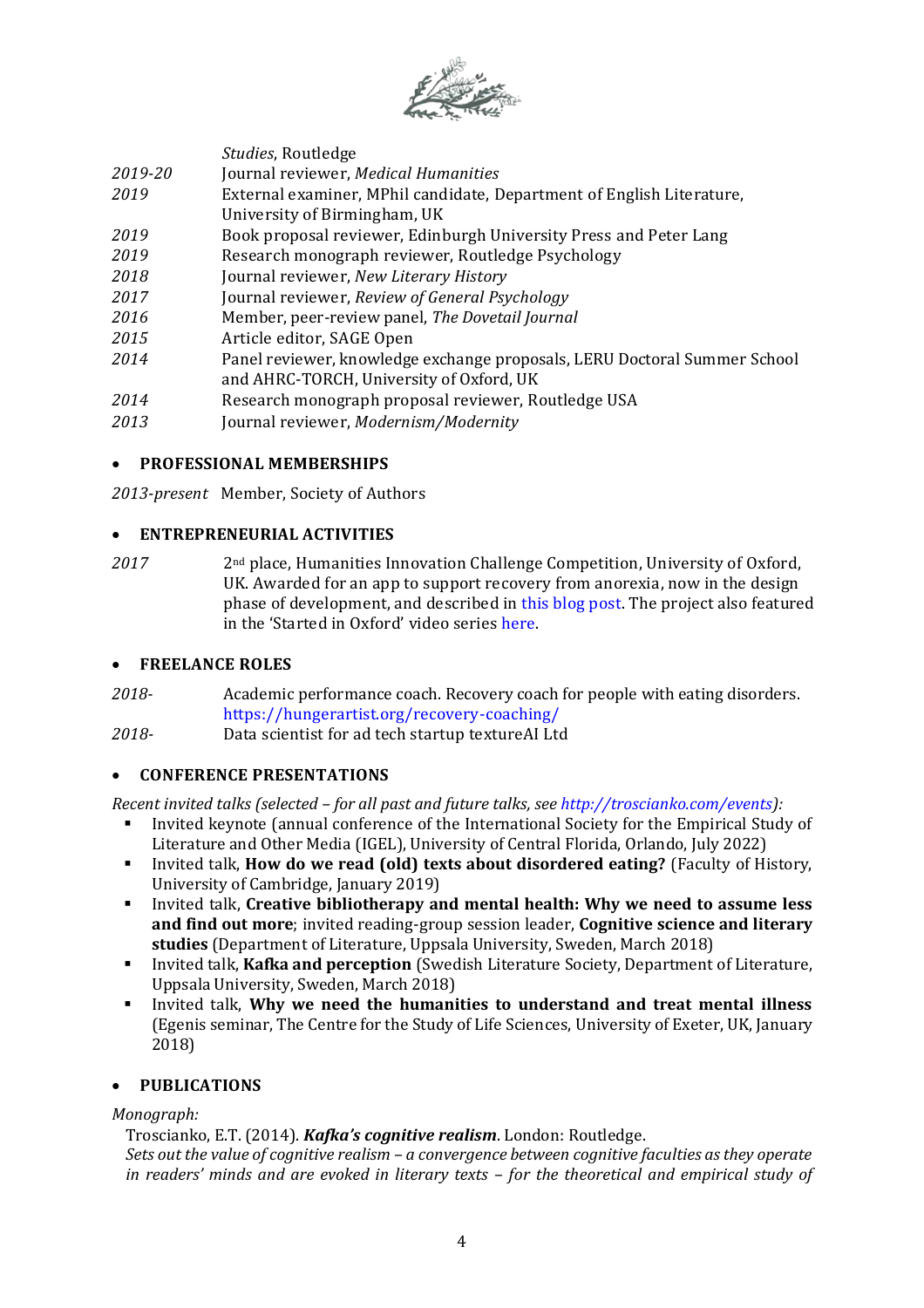| | |
|---|---|
| | *Studies*, Routledge |
| *2019-20* | Journal reviewer, *Medical Humanities* |
| *2019* | External examiner, MPhil candidate, Department of English Literature, University of Birmingham, UK |
| *2019* | Book proposal reviewer, Edinburgh University Press and Peter Lang |
| *2019* | Research monograph reviewer, Routledge Psychology |
| *2018* | Journal reviewer, *New Literary History* |
| *2017* | Journal reviewer, *Review of General Psychology* |
| *2016* | Member, peer-review panel, *The Dovetail Journal* |
| *2015* | Article editor, SAGE Open |
| *2014* | Panel reviewer, knowledge exchange proposals, LERU Doctoral Summer School and AHRC-TORCH, University of Oxford, UK |
| *2014* | Research monograph proposal reviewer, Routledge USA |
| *2013* | Journal reviewer, *Modernism/Modernity* |

- **PROFESSIONAL MEMBERSHIPS**

*2013-present* Member, Society of Authors

- **ENTREPRENEURIAL ACTIVITIES**

*2017* 2nd place, Humanities Innovation Challenge Competition, University of Oxford, UK. Awarded for an app to support recovery from anorexia, now in the design phase of development, and described in this blog post. The project also featured in the 'Started in Oxford' video series here.

- **FREELANCE ROLES**

*2018-* Academic performance coach. Recovery coach for people with eating disorders. https://hungerartist.org/recovery-coaching/

*2018-* Data scientist for ad tech startup textureAI Ltd

- **CONFERENCE PRESENTATIONS**

*Recent invited talks (selected – for all past and future talks, see http://troscianko.com/events):*

- Invited keynote (annual conference of the International Society for the Empirical Study of Literature and Other Media (IGEL), University of Central Florida, Orlando, July 2022)
- Invited talk, **How do we read (old) texts about disordered eating?** (Faculty of History, University of Cambridge, January 2019)
- Invited talk, **Creative bibliotherapy and mental health: Why we need to assume less and find out more**; invited reading-group session leader, **Cognitive science and literary studies** (Department of Literature, Uppsala University, Sweden, March 2018)
- Invited talk, **Kafka and perception** (Swedish Literature Society, Department of Literature, Uppsala University, Sweden, March 2018)
- Invited talk, **Why we need the humanities to understand and treat mental illness** (Egenis seminar, The Centre for the Study of Life Sciences, University of Exeter, UK, January 2018)

- **PUBLICATIONS**

*Monograph:*

Troscianko, E.T. (2014). ***Kafka's cognitive realism***. London: Routledge.
*Sets out the value of cognitive realism – a convergence between cognitive faculties as they operate in readers' minds and are evoked in literary texts – for the theoretical and empirical study of*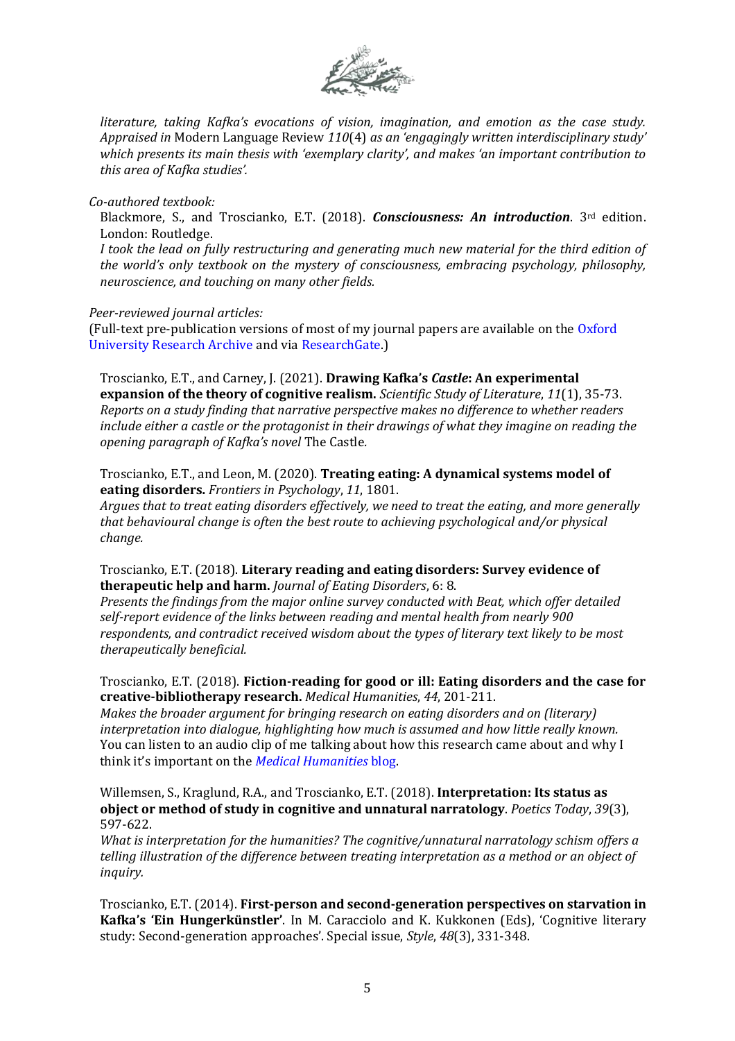*literature, taking Kafka's evocations of vision, imagination, and emotion as the case study. Appraised in* Modern Language Review *110*(4) *as an 'engagingly written interdisciplinary study' which presents its main thesis with 'exemplary clarity', and makes 'an important contribution to this area of Kafka studies'.*

*Co-authored textbook:*

Blackmore, S., and Troscianko, E.T. (2018). ***Consciousness: An introduction***. 3rd edition. London: Routledge.
*I took the lead on fully restructuring and generating much new material for the third edition of the world's only textbook on the mystery of consciousness, embracing psychology, philosophy, neuroscience, and touching on many other fields.*

*Peer-reviewed journal articles:*

(Full-text pre-publication versions of most of my journal papers are available on the Oxford University Research Archive and via ResearchGate.)

Troscianko, E.T., and Carney, J. (2021). **Drawing Kafka's *Castle*: An experimental expansion of the theory of cognitive realism.** *Scientific Study of Literature*, *11*(1), 35-73.
*Reports on a study finding that narrative perspective makes no difference to whether readers include either a castle or the protagonist in their drawings of what they imagine on reading the opening paragraph of Kafka's novel* The Castle.

Troscianko, E.T., and Leon, M. (2020). **Treating eating: A dynamical systems model of eating disorders.** *Frontiers in Psychology*, *11*, 1801.
*Argues that to treat eating disorders effectively, we need to treat the eating, and more generally that behavioural change is often the best route to achieving psychological and/or physical change.*

Troscianko, E.T. (2018). **Literary reading and eating disorders: Survey evidence of therapeutic help and harm.** *Journal of Eating Disorders*, 6: 8.
*Presents the findings from the major online survey conducted with Beat, which offer detailed self-report evidence of the links between reading and mental health from nearly 900 respondents, and contradict received wisdom about the types of literary text likely to be most therapeutically beneficial.*

Troscianko, E.T. (2018). **Fiction-reading for good or ill: Eating disorders and the case for creative-bibliotherapy research.** *Medical Humanities*, *44*, 201-211.
*Makes the broader argument for bringing research on eating disorders and on (literary) interpretation into dialogue, highlighting how much is assumed and how little really known.* You can listen to an audio clip of me talking about how this research came about and why I think it's important on the *Medical Humanities* blog.

Willemsen, S., Kraglund, R.A., and Troscianko, E.T. (2018). **Interpretation: Its status as object or method of study in cognitive and unnatural narratology**. *Poetics Today*, *39*(3), 597-622.
*What is interpretation for the humanities? The cognitive/unnatural narratology schism offers a telling illustration of the difference between treating interpretation as a method or an object of inquiry.*

Troscianko, E.T. (2014). **First-person and second-generation perspectives on starvation in Kafka's 'Ein Hungerkünstler'**. In M. Caracciolo and K. Kukkonen (Eds), 'Cognitive literary study: Second-generation approaches'. Special issue, *Style*, *48*(3), 331-348.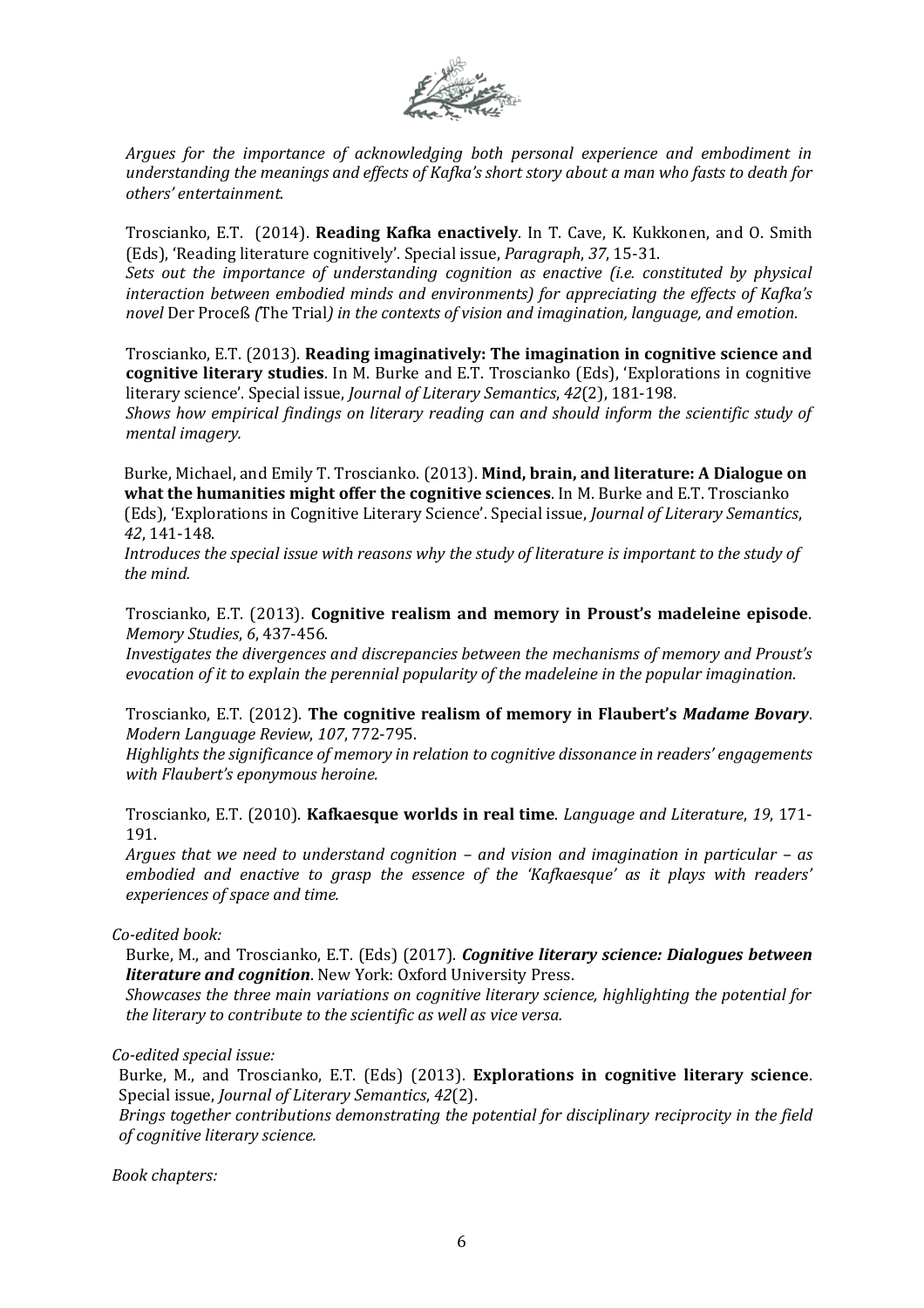*Argues for the importance of acknowledging both personal experience and embodiment in understanding the meanings and effects of Kafka's short story about a man who fasts to death for others' entertainment.*

Troscianko, E.T. (2014). **Reading Kafka enactively**. In T. Cave, K. Kukkonen, and O. Smith (Eds), 'Reading literature cognitively'. Special issue, *Paragraph*, *37*, 15-31.
*Sets out the importance of understanding cognition as enactive (i.e. constituted by physical interaction between embodied minds and environments) for appreciating the effects of Kafka's novel* Der Proceß *(*The Trial*) in the contexts of vision and imagination, language, and emotion.*

Troscianko, E.T. (2013). **Reading imaginatively: The imagination in cognitive science and cognitive literary studies**. In M. Burke and E.T. Troscianko (Eds), 'Explorations in cognitive literary science'. Special issue, *Journal of Literary Semantics*, *42*(2), 181-198.
*Shows how empirical findings on literary reading can and should inform the scientific study of mental imagery.*

Burke, Michael, and Emily T. Troscianko. (2013). **Mind, brain, and literature: A Dialogue on what the humanities might offer the cognitive sciences**. In M. Burke and E.T. Troscianko (Eds), 'Explorations in Cognitive Literary Science'. Special issue, *Journal of Literary Semantics*, *42*, 141-148.
*Introduces the special issue with reasons why the study of literature is important to the study of the mind.*

Troscianko, E.T. (2013). **Cognitive realism and memory in Proust's madeleine episode**. *Memory Studies*, *6*, 437-456.
*Investigates the divergences and discrepancies between the mechanisms of memory and Proust's evocation of it to explain the perennial popularity of the madeleine in the popular imagination.*

Troscianko, E.T. (2012). **The cognitive realism of memory in Flaubert's *Madame Bovary***. *Modern Language Review*, *107*, 772-795.
*Highlights the significance of memory in relation to cognitive dissonance in readers' engagements with Flaubert's eponymous heroine.*

Troscianko, E.T. (2010). **Kafkaesque worlds in real time**. *Language and Literature*, *19*, 171-191.
*Argues that we need to understand cognition – and vision and imagination in particular – as embodied and enactive to grasp the essence of the 'Kafkaesque' as it plays with readers' experiences of space and time.*

*Co-edited book:*

Burke, M., and Troscianko, E.T. (Eds) (2017). ***Cognitive literary science: Dialogues between literature and cognition***. New York: Oxford University Press.
*Showcases the three main variations on cognitive literary science, highlighting the potential for the literary to contribute to the scientific as well as vice versa.*

*Co-edited special issue:*

Burke, M., and Troscianko, E.T. (Eds) (2013). **Explorations in cognitive literary science**. Special issue, *Journal of Literary Semantics*, *42*(2).
*Brings together contributions demonstrating the potential for disciplinary reciprocity in the field of cognitive literary science.*

*Book chapters:*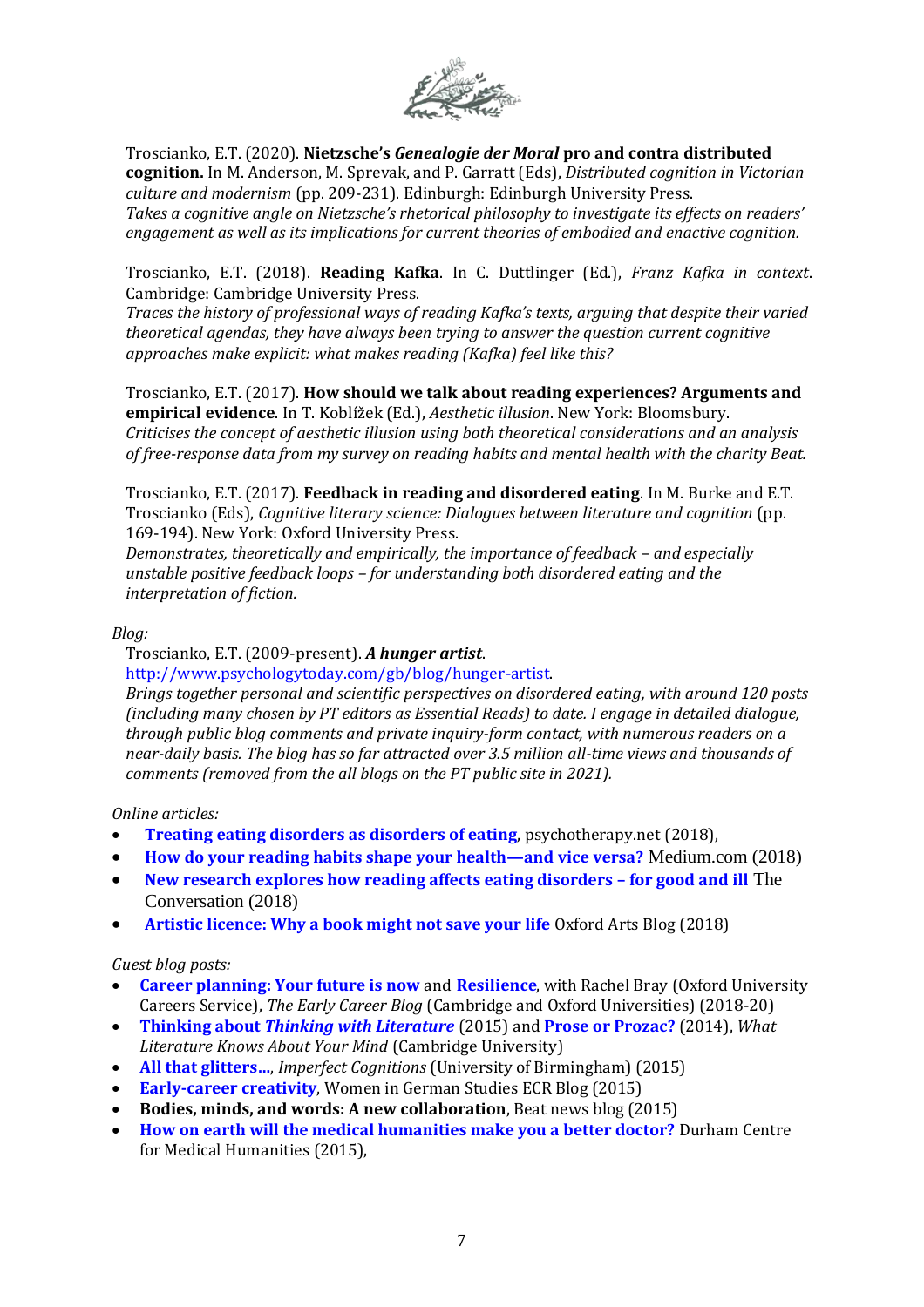Troscianko, E.T. (2020). **Nietzsche's *Genealogie der Moral* pro and contra distributed cognition.** In M. Anderson, M. Sprevak, and P. Garratt (Eds), *Distributed cognition in Victorian culture and modernism* (pp. 209-231). Edinburgh: Edinburgh University Press.
*Takes a cognitive angle on Nietzsche's rhetorical philosophy to investigate its effects on readers' engagement as well as its implications for current theories of embodied and enactive cognition.*

Troscianko, E.T. (2018). **Reading Kafka**. In C. Duttlinger (Ed.), *Franz Kafka in context*. Cambridge: Cambridge University Press.
*Traces the history of professional ways of reading Kafka's texts, arguing that despite their varied theoretical agendas, they have always been trying to answer the question current cognitive approaches make explicit: what makes reading (Kafka) feel like this?*

Troscianko, E.T. (2017). **How should we talk about reading experiences? Arguments and empirical evidence**. In T. Koblížek (Ed.), *Aesthetic illusion*. New York: Bloomsbury.
*Criticises the concept of aesthetic illusion using both theoretical considerations and an analysis of free-response data from my survey on reading habits and mental health with the charity Beat.*

Troscianko, E.T. (2017). **Feedback in reading and disordered eating**. In M. Burke and E.T. Troscianko (Eds), *Cognitive literary science: Dialogues between literature and cognition* (pp. 169-194). New York: Oxford University Press.
*Demonstrates, theoretically and empirically, the importance of feedback – and especially unstable positive feedback loops – for understanding both disordered eating and the interpretation of fiction.*

*Blog:*

Troscianko, E.T. (2009-present). ***A hunger artist***.
http://www.psychologytoday.com/gb/blog/hunger-artist.
*Brings together personal and scientific perspectives on disordered eating, with around 120 posts (including many chosen by PT editors as Essential Reads) to date. I engage in detailed dialogue, through public blog comments and private inquiry-form contact, with numerous readers on a near-daily basis. The blog has so far attracted over 3.5 million all-time views and thousands of comments (removed from the all blogs on the PT public site in 2021).*

*Online articles:*

- **Treating eating disorders as disorders of eating**, psychotherapy.net (2018),
- **How do your reading habits shape your health—and vice versa?** Medium.com (2018)
- **New research explores how reading affects eating disorders – for good and ill** The Conversation (2018)
- **Artistic licence: Why a book might not save your life** Oxford Arts Blog (2018)

*Guest blog posts:*

- **Career planning: Your future is now** and **Resilience**, with Rachel Bray (Oxford University Careers Service), *The Early Career Blog* (Cambridge and Oxford Universities) (2018-20)
- **Thinking about *Thinking with Literature*** (2015) and **Prose or Prozac?** (2014), *What Literature Knows About Your Mind* (Cambridge University)
- **All that glitters...**, *Imperfect Cognitions* (University of Birmingham) (2015)
- **Early-career creativity**, Women in German Studies ECR Blog (2015)
- **Bodies, minds, and words: A new collaboration**, Beat news blog (2015)
- **How on earth will the medical humanities make you a better doctor?** Durham Centre for Medical Humanities (2015),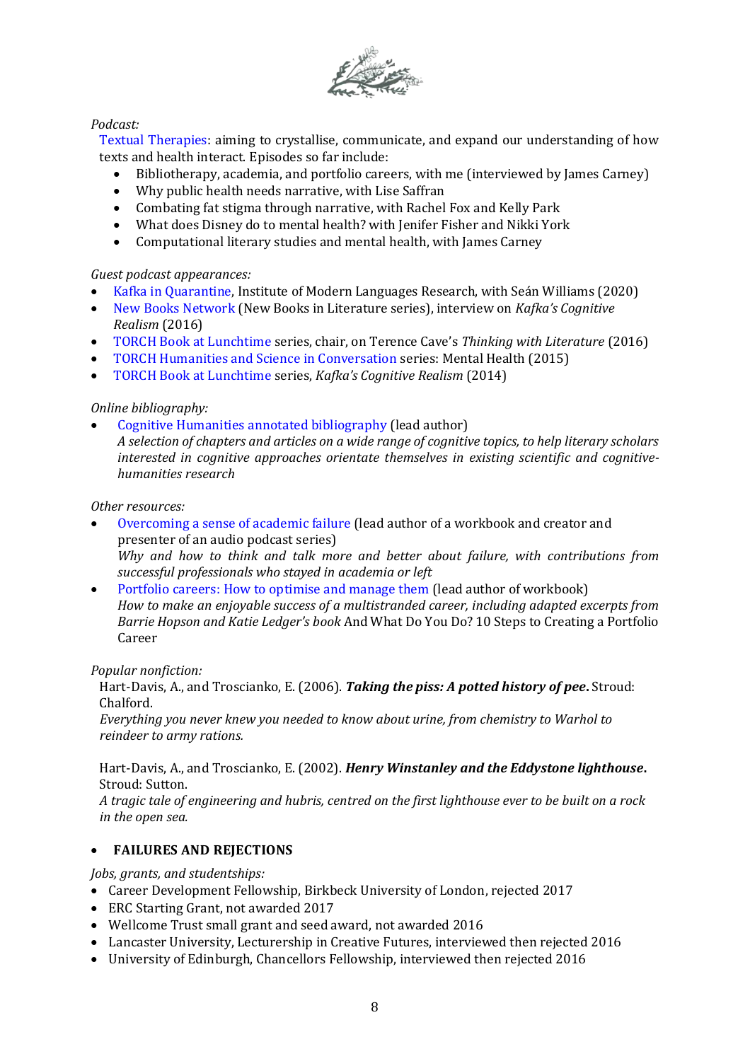*Podcast:*

[Textual Therapies](): aiming to crystallise, communicate, and expand our understanding of how texts and health interact. Episodes so far include:

- Bibliotherapy, academia, and portfolio careers, with me (interviewed by James Carney)
- Why public health needs narrative, with Lise Saffran
- Combating fat stigma through narrative, with Rachel Fox and Kelly Park
- What does Disney do to mental health? with Jenifer Fisher and Nikki York
- Computational literary studies and mental health, with James Carney

*Guest podcast appearances:*

- Kafka in Quarantine, Institute of Modern Languages Research, with Seán Williams (2020)
- New Books Network (New Books in Literature series), interview on *Kafka's Cognitive Realism* (2016)
- TORCH Book at Lunchtime series, chair, on Terence Cave's *Thinking with Literature* (2016)
- TORCH Humanities and Science in Conversation series: Mental Health (2015)
- TORCH Book at Lunchtime series, *Kafka's Cognitive Realism* (2014)

*Online bibliography:*

- Cognitive Humanities annotated bibliography (lead author)
  *A selection of chapters and articles on a wide range of cognitive topics, to help literary scholars interested in cognitive approaches orientate themselves in existing scientific and cognitive-humanities research*

*Other resources:*

- Overcoming a sense of academic failure (lead author of a workbook and creator and presenter of an audio podcast series)
  *Why and how to think and talk more and better about failure, with contributions from successful professionals who stayed in academia or left*
- Portfolio careers: How to optimise and manage them (lead author of workbook)
  *How to make an enjoyable success of a multistranded career, including adapted excerpts from Barrie Hopson and Katie Ledger's book* And What Do You Do? 10 Steps to Creating a Portfolio Career

*Popular nonfiction:*

Hart-Davis, A., and Troscianko, E. (2006). ***Taking the piss: A potted history of pee.*** Stroud: Chalford.
*Everything you never knew you needed to know about urine, from chemistry to Warhol to reindeer to army rations.*

Hart-Davis, A., and Troscianko, E. (2002). ***Henry Winstanley and the Eddystone lighthouse.*** Stroud: Sutton.
*A tragic tale of engineering and hubris, centred on the first lighthouse ever to be built on a rock in the open sea.*

- **FAILURES AND REJECTIONS**

*Jobs, grants, and studentships:*

- Career Development Fellowship, Birkbeck University of London, rejected 2017
- ERC Starting Grant, not awarded 2017
- Wellcome Trust small grant and seed award, not awarded 2016
- Lancaster University, Lecturership in Creative Futures, interviewed then rejected 2016
- University of Edinburgh, Chancellors Fellowship, interviewed then rejected 2016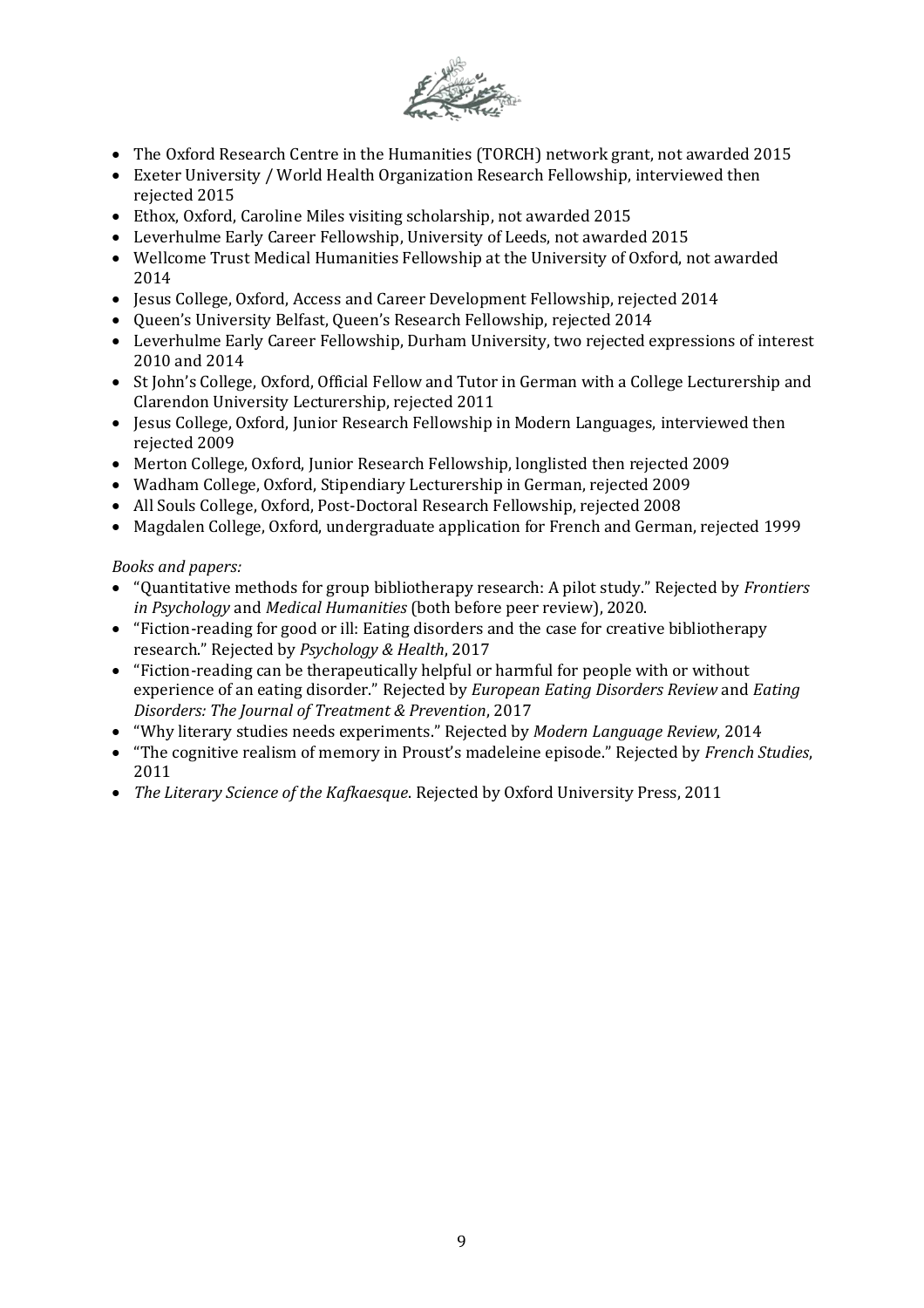- The Oxford Research Centre in the Humanities (TORCH) network grant, not awarded 2015
- Exeter University / World Health Organization Research Fellowship, interviewed then rejected 2015
- Ethox, Oxford, Caroline Miles visiting scholarship, not awarded 2015
- Leverhulme Early Career Fellowship, University of Leeds, not awarded 2015
- Wellcome Trust Medical Humanities Fellowship at the University of Oxford, not awarded 2014
- Jesus College, Oxford, Access and Career Development Fellowship, rejected 2014
- Queen's University Belfast, Queen's Research Fellowship, rejected 2014
- Leverhulme Early Career Fellowship, Durham University, two rejected expressions of interest 2010 and 2014
- St John's College, Oxford, Official Fellow and Tutor in German with a College Lecturership and Clarendon University Lecturership, rejected 2011
- Jesus College, Oxford, Junior Research Fellowship in Modern Languages, interviewed then rejected 2009
- Merton College, Oxford, Junior Research Fellowship, longlisted then rejected 2009
- Wadham College, Oxford, Stipendiary Lecturership in German, rejected 2009
- All Souls College, Oxford, Post-Doctoral Research Fellowship, rejected 2008
- Magdalen College, Oxford, undergraduate application for French and German, rejected 1999

*Books and papers:*

- "Quantitative methods for group bibliotherapy research: A pilot study." Rejected by *Frontiers in Psychology* and *Medical Humanities* (both before peer review), 2020.
- "Fiction-reading for good or ill: Eating disorders and the case for creative bibliotherapy research." Rejected by *Psychology & Health*, 2017
- "Fiction-reading can be therapeutically helpful or harmful for people with or without experience of an eating disorder." Rejected by *European Eating Disorders Review* and *Eating Disorders: The Journal of Treatment & Prevention*, 2017
- "Why literary studies needs experiments." Rejected by *Modern Language Review*, 2014
- "The cognitive realism of memory in Proust's madeleine episode." Rejected by *French Studies*, 2011
- *The Literary Science of the Kafkaesque*. Rejected by Oxford University Press, 2011